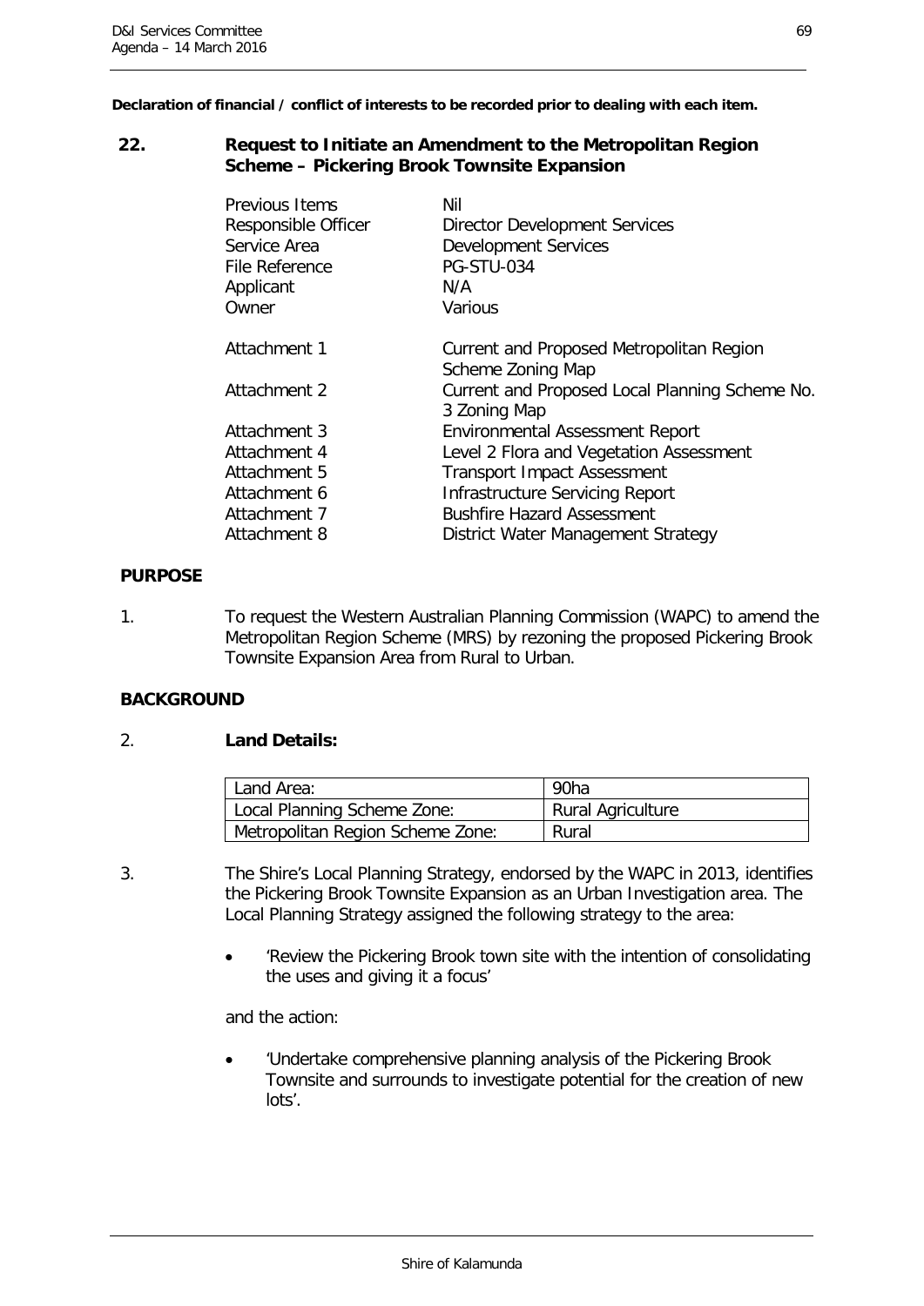**Declaration of financial / conflict of interests to be recorded prior to dealing with each item.**

## 22. Request to Initiate an Amendment to the Metropolitan Region Scheme – Pickering Brook Townsite Expansion

| | |
|---|---|
| Previous Items | Nil |
| Responsible Officer | Director Development Services |
| Service Area | Development Services |
| File Reference | PG-STU-034 |
| Applicant | N/A |
| Owner | Various |
| | |
| Attachment 1 | Current and Proposed Metropolitan Region Scheme Zoning Map |
| Attachment 2 | Current and Proposed Local Planning Scheme No. 3 Zoning Map |
| Attachment 3 | Environmental Assessment Report |
| Attachment 4 | Level 2 Flora and Vegetation Assessment |
| Attachment 5 | Transport Impact Assessment |
| Attachment 6 | Infrastructure Servicing Report |
| Attachment 7 | Bushfire Hazard Assessment |
| Attachment 8 | District Water Management Strategy |

### PURPOSE

1. To request the Western Australian Planning Commission (WAPC) to amend the Metropolitan Region Scheme (MRS) by rezoning the proposed Pickering Brook Townsite Expansion Area from Rural to Urban.

### BACKGROUND

2. **Land Details:**

| Land Area: | 90ha |
|---|---|
| Local Planning Scheme Zone: | Rural Agriculture |
| Metropolitan Region Scheme Zone: | Rural |

3. The Shire's Local Planning Strategy, endorsed by the WAPC in 2013, identifies the Pickering Brook Townsite Expansion as an Urban Investigation area. The Local Planning Strategy assigned the following strategy to the area:

   - 'Review the Pickering Brook town site with the intention of consolidating the uses and giving it a focus'

   and the action:

   - 'Undertake comprehensive planning analysis of the Pickering Brook Townsite and surrounds to investigate potential for the creation of new lots'.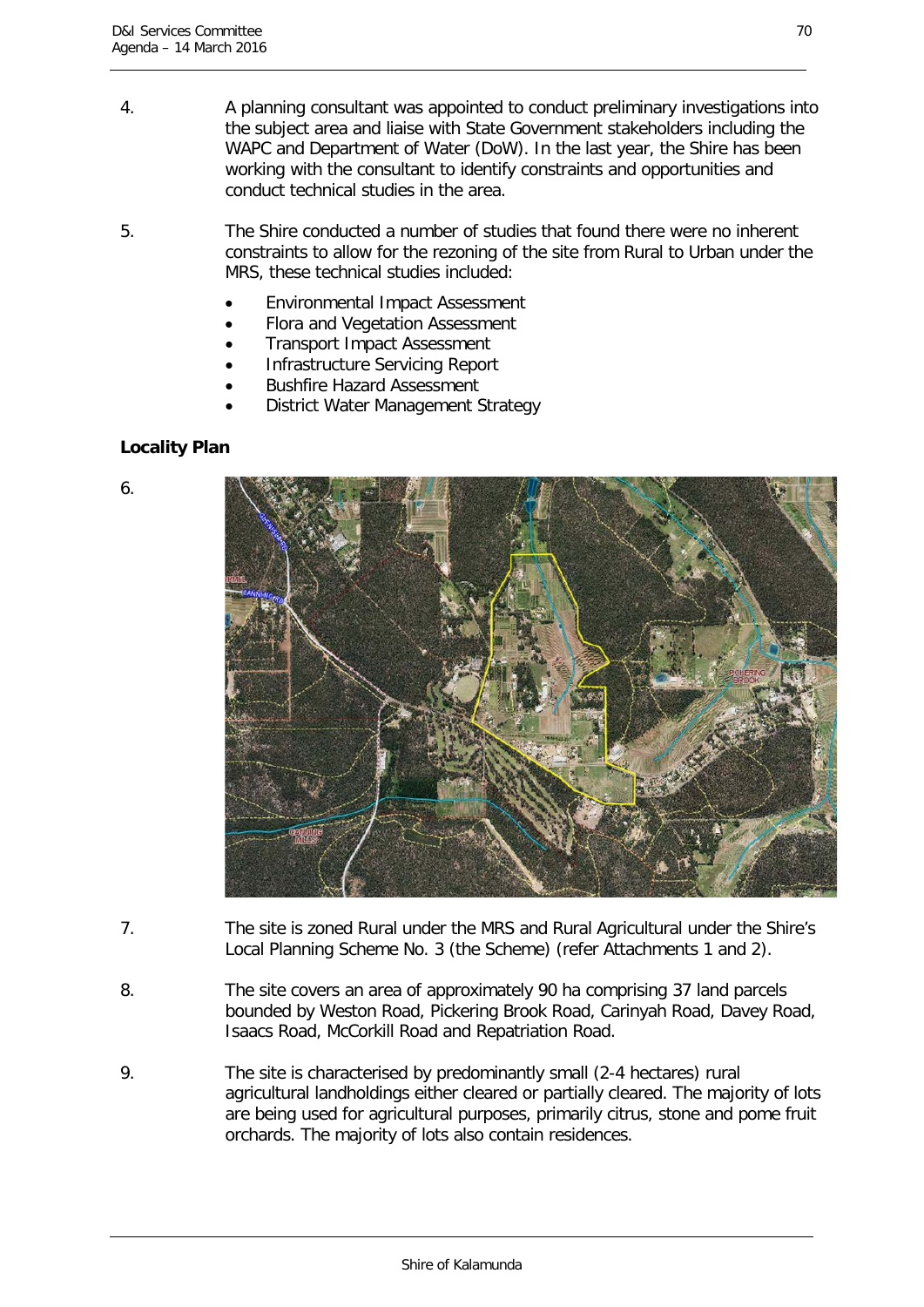4. A planning consultant was appointed to conduct preliminary investigations into the subject area and liaise with State Government stakeholders including the WAPC and Department of Water (DoW). In the last year, the Shire has been working with the consultant to identify constraints and opportunities and conduct technical studies in the area.

5. The Shire conducted a number of studies that found there were no inherent constraints to allow for the rezoning of the site from Rural to Urban under the MRS, these technical studies included:

   - Environmental Impact Assessment
   - Flora and Vegetation Assessment
   - Transport Impact Assessment
   - Infrastructure Servicing Report
   - Bushfire Hazard Assessment
   - District Water Management Strategy

## Locality Plan

6.

7. The site is zoned Rural under the MRS and Rural Agricultural under the Shire's Local Planning Scheme No. 3 (the Scheme) (refer Attachments 1 and 2).

8. The site covers an area of approximately 90 ha comprising 37 land parcels bounded by Weston Road, Pickering Brook Road, Carinyah Road, Davey Road, Isaacs Road, McCorkill Road and Repatriation Road.

9. The site is characterised by predominantly small (2-4 hectares) rural agricultural landholdings either cleared or partially cleared. The majority of lots are being used for agricultural purposes, primarily citrus, stone and pome fruit orchards. The majority of lots also contain residences.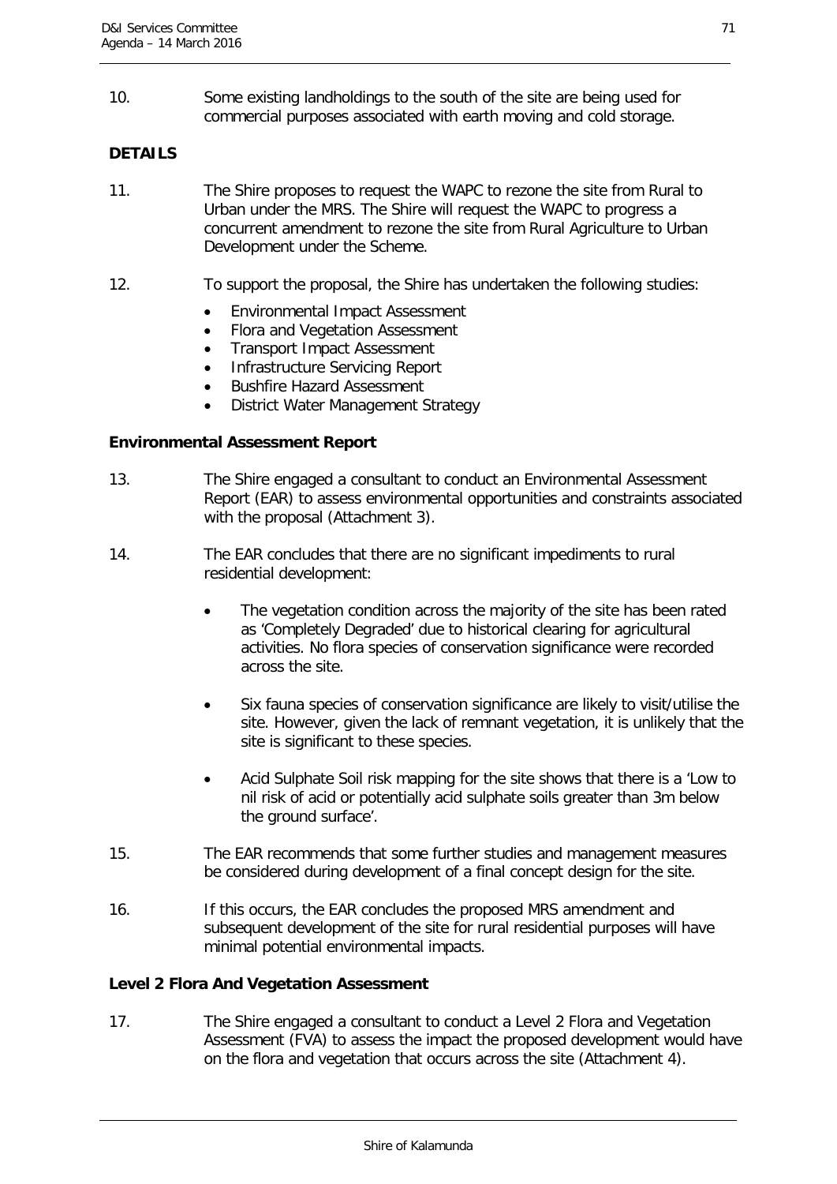10. Some existing landholdings to the south of the site are being used for commercial purposes associated with earth moving and cold storage.

## DETAILS

11. The Shire proposes to request the WAPC to rezone the site from Rural to Urban under the MRS. The Shire will request the WAPC to progress a concurrent amendment to rezone the site from Rural Agriculture to Urban Development under the Scheme.

12. To support the proposal, the Shire has undertaken the following studies:

    - Environmental Impact Assessment
    - Flora and Vegetation Assessment
    - Transport Impact Assessment
    - Infrastructure Servicing Report
    - Bushfire Hazard Assessment
    - District Water Management Strategy

### Environmental Assessment Report

13. The Shire engaged a consultant to conduct an Environmental Assessment Report (EAR) to assess environmental opportunities and constraints associated with the proposal (Attachment 3).

14. The EAR concludes that there are no significant impediments to rural residential development:

    - The vegetation condition across the majority of the site has been rated as 'Completely Degraded' due to historical clearing for agricultural activities. No flora species of conservation significance were recorded across the site.
    - Six fauna species of conservation significance are likely to visit/utilise the site. However, given the lack of remnant vegetation, it is unlikely that the site is significant to these species.
    - Acid Sulphate Soil risk mapping for the site shows that there is a 'Low to nil risk of acid or potentially acid sulphate soils greater than 3m below the ground surface'.

15. The EAR recommends that some further studies and management measures be considered during development of a final concept design for the site.

16. If this occurs, the EAR concludes the proposed MRS amendment and subsequent development of the site for rural residential purposes will have minimal potential environmental impacts.

### Level 2 Flora And Vegetation Assessment

17. The Shire engaged a consultant to conduct a Level 2 Flora and Vegetation Assessment (FVA) to assess the impact the proposed development would have on the flora and vegetation that occurs across the site (Attachment 4).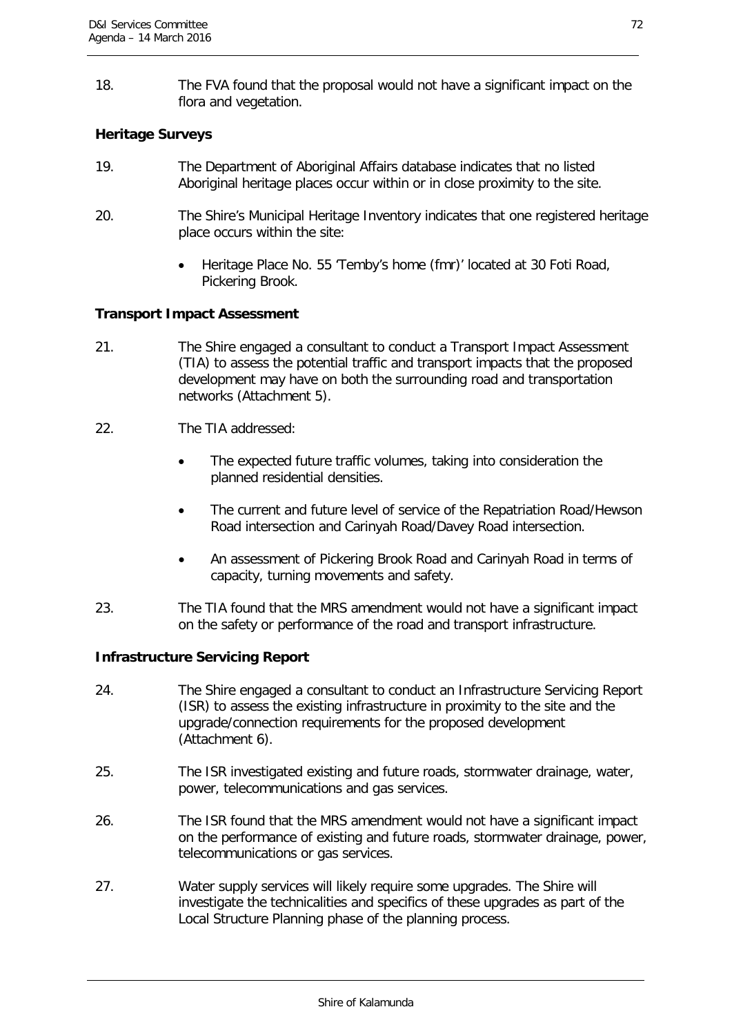18. The FVA found that the proposal would not have a significant impact on the flora and vegetation.

**Heritage Surveys**

19. The Department of Aboriginal Affairs database indicates that no listed Aboriginal heritage places occur within or in close proximity to the site.

20. The Shire's Municipal Heritage Inventory indicates that one registered heritage place occurs within the site:

    - Heritage Place No. 55 'Temby's home (fmr)' located at 30 Foti Road, Pickering Brook.

**Transport Impact Assessment**

21. The Shire engaged a consultant to conduct a Transport Impact Assessment (TIA) to assess the potential traffic and transport impacts that the proposed development may have on both the surrounding road and transportation networks (Attachment 5).

22. The TIA addressed:

    - The expected future traffic volumes, taking into consideration the planned residential densities.
    - The current and future level of service of the Repatriation Road/Hewson Road intersection and Carinyah Road/Davey Road intersection.
    - An assessment of Pickering Brook Road and Carinyah Road in terms of capacity, turning movements and safety.

23. The TIA found that the MRS amendment would not have a significant impact on the safety or performance of the road and transport infrastructure.

**Infrastructure Servicing Report**

24. The Shire engaged a consultant to conduct an Infrastructure Servicing Report (ISR) to assess the existing infrastructure in proximity to the site and the upgrade/connection requirements for the proposed development (Attachment 6).

25. The ISR investigated existing and future roads, stormwater drainage, water, power, telecommunications and gas services.

26. The ISR found that the MRS amendment would not have a significant impact on the performance of existing and future roads, stormwater drainage, power, telecommunications or gas services.

27. Water supply services will likely require some upgrades. The Shire will investigate the technicalities and specifics of these upgrades as part of the Local Structure Planning phase of the planning process.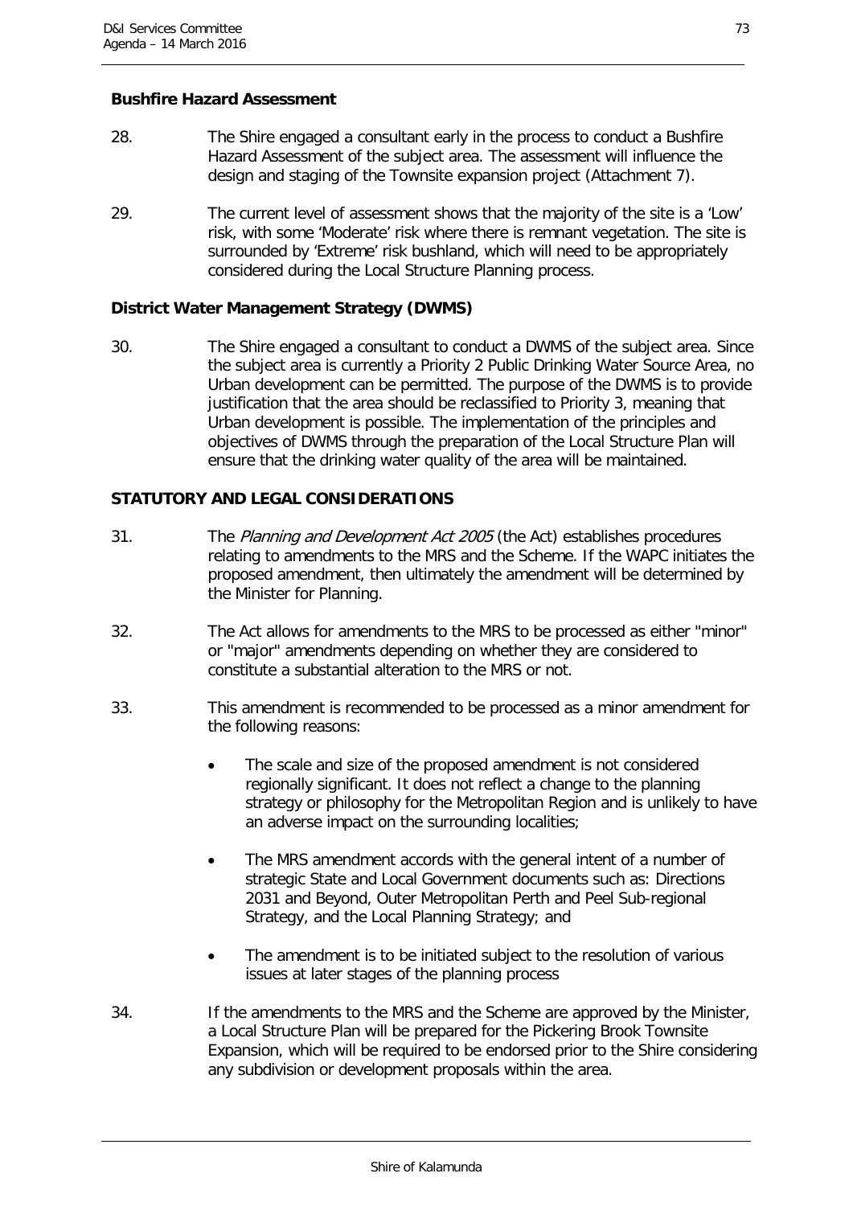**Bushfire Hazard Assessment**

28. The Shire engaged a consultant early in the process to conduct a Bushfire Hazard Assessment of the subject area. The assessment will influence the design and staging of the Townsite expansion project (Attachment 7).

29. The current level of assessment shows that the majority of the site is a 'Low' risk, with some 'Moderate' risk where there is remnant vegetation. The site is surrounded by 'Extreme' risk bushland, which will need to be appropriately considered during the Local Structure Planning process.

**District Water Management Strategy (DWMS)**

30. The Shire engaged a consultant to conduct a DWMS of the subject area. Since the subject area is currently a Priority 2 Public Drinking Water Source Area, no Urban development can be permitted. The purpose of the DWMS is to provide justification that the area should be reclassified to Priority 3, meaning that Urban development is possible. The implementation of the principles and objectives of DWMS through the preparation of the Local Structure Plan will ensure that the drinking water quality of the area will be maintained.

**STATUTORY AND LEGAL CONSIDERATIONS**

31. The *Planning and Development Act 2005* (the Act) establishes procedures relating to amendments to the MRS and the Scheme. If the WAPC initiates the proposed amendment, then ultimately the amendment will be determined by the Minister for Planning.

32. The Act allows for amendments to the MRS to be processed as either "minor" or "major" amendments depending on whether they are considered to constitute a substantial alteration to the MRS or not.

33. This amendment is recommended to be processed as a minor amendment for the following reasons:

    - The scale and size of the proposed amendment is not considered regionally significant. It does not reflect a change to the planning strategy or philosophy for the Metropolitan Region and is unlikely to have an adverse impact on the surrounding localities;

    - The MRS amendment accords with the general intent of a number of strategic State and Local Government documents such as: Directions 2031 and Beyond, Outer Metropolitan Perth and Peel Sub-regional Strategy, and the Local Planning Strategy; and

    - The amendment is to be initiated subject to the resolution of various issues at later stages of the planning process

34. If the amendments to the MRS and the Scheme are approved by the Minister, a Local Structure Plan will be prepared for the Pickering Brook Townsite Expansion, which will be required to be endorsed prior to the Shire considering any subdivision or development proposals within the area.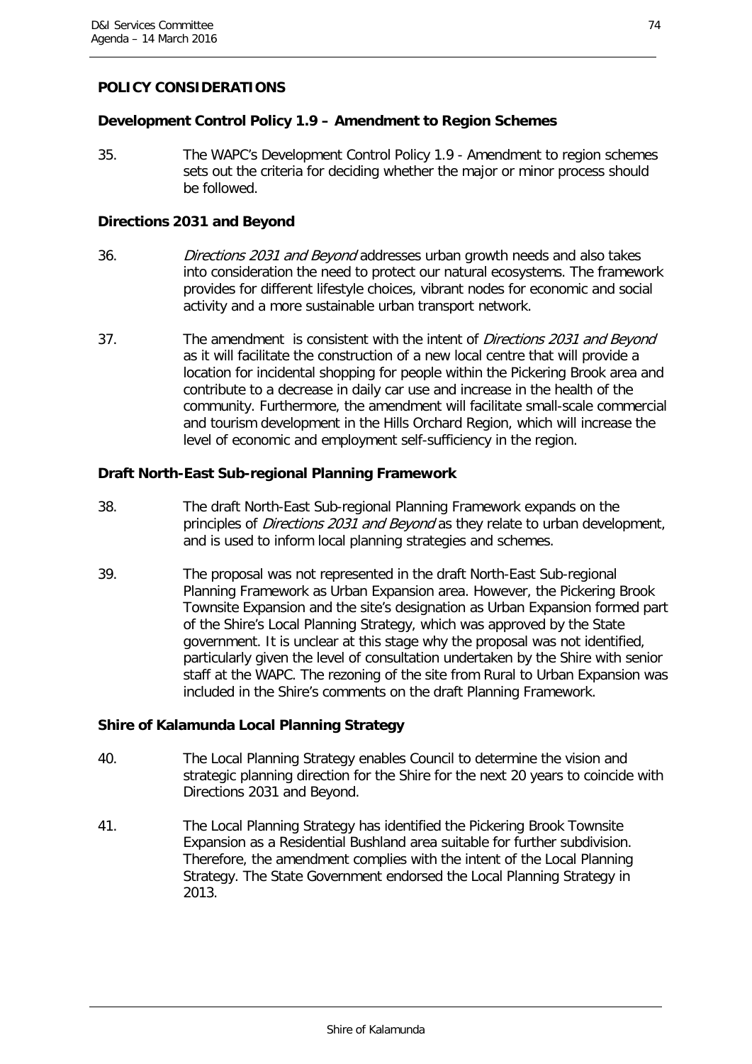## POLICY CONSIDERATIONS

### Development Control Policy 1.9 – Amendment to Region Schemes

35. The WAPC's Development Control Policy 1.9 - Amendment to region schemes sets out the criteria for deciding whether the major or minor process should be followed.

### Directions 2031 and Beyond

36. *Directions 2031 and Beyond* addresses urban growth needs and also takes into consideration the need to protect our natural ecosystems. The framework provides for different lifestyle choices, vibrant nodes for economic and social activity and a more sustainable urban transport network.

37. The amendment is consistent with the intent of *Directions 2031 and Beyond* as it will facilitate the construction of a new local centre that will provide a location for incidental shopping for people within the Pickering Brook area and contribute to a decrease in daily car use and increase in the health of the community. Furthermore, the amendment will facilitate small-scale commercial and tourism development in the Hills Orchard Region, which will increase the level of economic and employment self-sufficiency in the region.

### Draft North-East Sub-regional Planning Framework

38. The draft North-East Sub-regional Planning Framework expands on the principles of *Directions 2031 and Beyond* as they relate to urban development, and is used to inform local planning strategies and schemes.

39. The proposal was not represented in the draft North-East Sub-regional Planning Framework as Urban Expansion area. However, the Pickering Brook Townsite Expansion and the site's designation as Urban Expansion formed part of the Shire's Local Planning Strategy, which was approved by the State government. It is unclear at this stage why the proposal was not identified, particularly given the level of consultation undertaken by the Shire with senior staff at the WAPC. The rezoning of the site from Rural to Urban Expansion was included in the Shire's comments on the draft Planning Framework.

### Shire of Kalamunda Local Planning Strategy

40. The Local Planning Strategy enables Council to determine the vision and strategic planning direction for the Shire for the next 20 years to coincide with Directions 2031 and Beyond.

41. The Local Planning Strategy has identified the Pickering Brook Townsite Expansion as a Residential Bushland area suitable for further subdivision. Therefore, the amendment complies with the intent of the Local Planning Strategy. The State Government endorsed the Local Planning Strategy in 2013.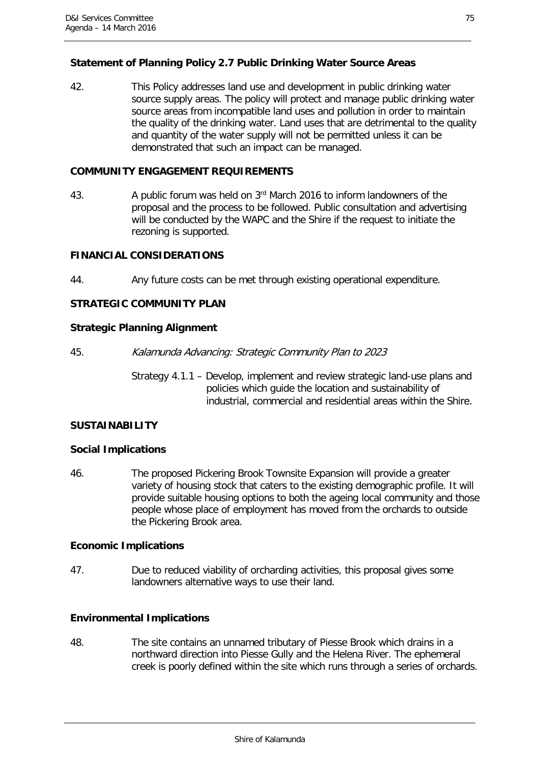**Statement of Planning Policy 2.7 Public Drinking Water Source Areas**

42. This Policy addresses land use and development in public drinking water source supply areas. The policy will protect and manage public drinking water source areas from incompatible land uses and pollution in order to maintain the quality of the drinking water. Land uses that are detrimental to the quality and quantity of the water supply will not be permitted unless it can be demonstrated that such an impact can be managed.

**COMMUNITY ENGAGEMENT REQUIREMENTS**

43. A public forum was held on 3rd March 2016 to inform landowners of the proposal and the process to be followed. Public consultation and advertising will be conducted by the WAPC and the Shire if the request to initiate the rezoning is supported.

**FINANCIAL CONSIDERATIONS**

44. Any future costs can be met through existing operational expenditure.

**STRATEGIC COMMUNITY PLAN**

**Strategic Planning Alignment**

45. *Kalamunda Advancing: Strategic Community Plan to 2023*

Strategy 4.1.1 – Develop, implement and review strategic land-use plans and policies which guide the location and sustainability of industrial, commercial and residential areas within the Shire.

**SUSTAINABILITY**

**Social Implications**

46. The proposed Pickering Brook Townsite Expansion will provide a greater variety of housing stock that caters to the existing demographic profile. It will provide suitable housing options to both the ageing local community and those people whose place of employment has moved from the orchards to outside the Pickering Brook area.

**Economic Implications**

47. Due to reduced viability of orcharding activities, this proposal gives some landowners alternative ways to use their land.

**Environmental Implications**

48. The site contains an unnamed tributary of Piesse Brook which drains in a northward direction into Piesse Gully and the Helena River. The ephemeral creek is poorly defined within the site which runs through a series of orchards.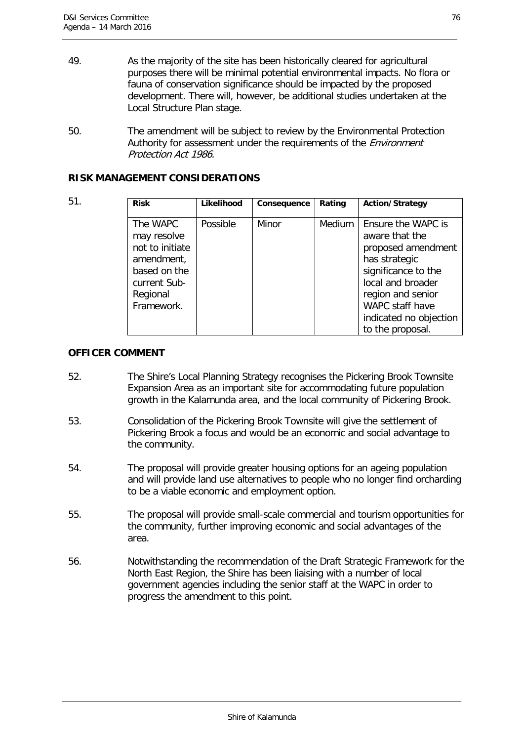49. As the majority of the site has been historically cleared for agricultural purposes there will be minimal potential environmental impacts. No flora or fauna of conservation significance should be impacted by the proposed development. There will, however, be additional studies undertaken at the Local Structure Plan stage.

50. The amendment will be subject to review by the Environmental Protection Authority for assessment under the requirements of the *Environment Protection Act 1986*.

## RISK MANAGEMENT CONSIDERATIONS

51.

| Risk | Likelihood | Consequence | Rating | Action/Strategy |
|---|---|---|---|---|
| The WAPC may resolve not to initiate amendment, based on the current Sub-Regional Framework. | Possible | Minor | Medium | Ensure the WAPC is aware that the proposed amendment has strategic significance to the local and broader region and senior WAPC staff have indicated no objection to the proposal. |

## OFFICER COMMENT

52. The Shire's Local Planning Strategy recognises the Pickering Brook Townsite Expansion Area as an important site for accommodating future population growth in the Kalamunda area, and the local community of Pickering Brook.

53. Consolidation of the Pickering Brook Townsite will give the settlement of Pickering Brook a focus and would be an economic and social advantage to the community.

54. The proposal will provide greater housing options for an ageing population and will provide land use alternatives to people who no longer find orcharding to be a viable economic and employment option.

55. The proposal will provide small-scale commercial and tourism opportunities for the community, further improving economic and social advantages of the area.

56. Notwithstanding the recommendation of the Draft Strategic Framework for the North East Region, the Shire has been liaising with a number of local government agencies including the senior staff at the WAPC in order to progress the amendment to this point.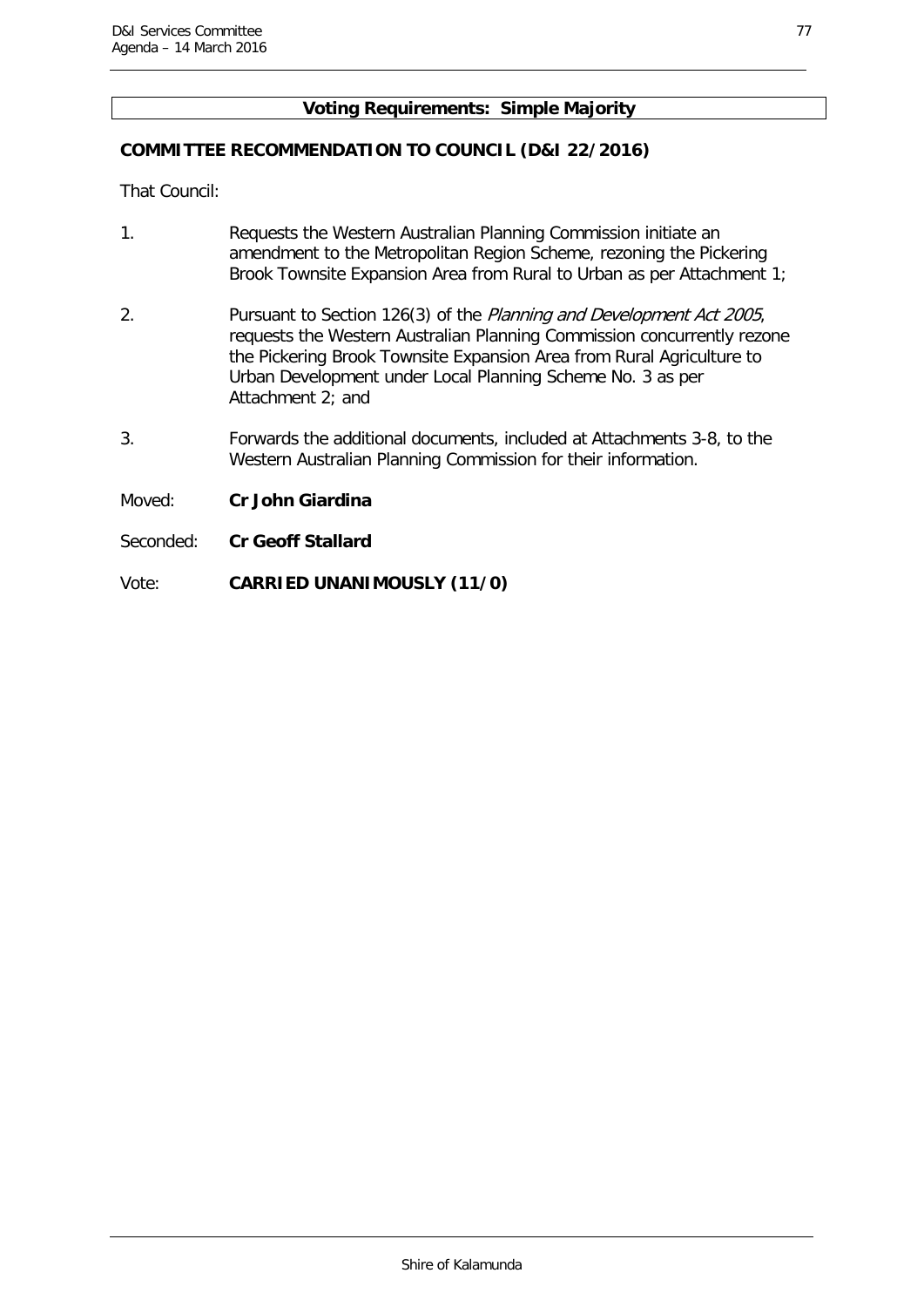**Voting Requirements: Simple Majority**

**COMMITTEE RECOMMENDATION TO COUNCIL (D&I 22/2016)**

That Council:

1. Requests the Western Australian Planning Commission initiate an amendment to the Metropolitan Region Scheme, rezoning the Pickering Brook Townsite Expansion Area from Rural to Urban as per Attachment 1;

2. Pursuant to Section 126(3) of the *Planning and Development Act 2005*, requests the Western Australian Planning Commission concurrently rezone the Pickering Brook Townsite Expansion Area from Rural Agriculture to Urban Development under Local Planning Scheme No. 3 as per Attachment 2; and

3. Forwards the additional documents, included at Attachments 3-8, to the Western Australian Planning Commission for their information.

Moved: **Cr John Giardina**

Seconded: **Cr Geoff Stallard**

Vote: **CARRIED UNANIMOUSLY (11/0)**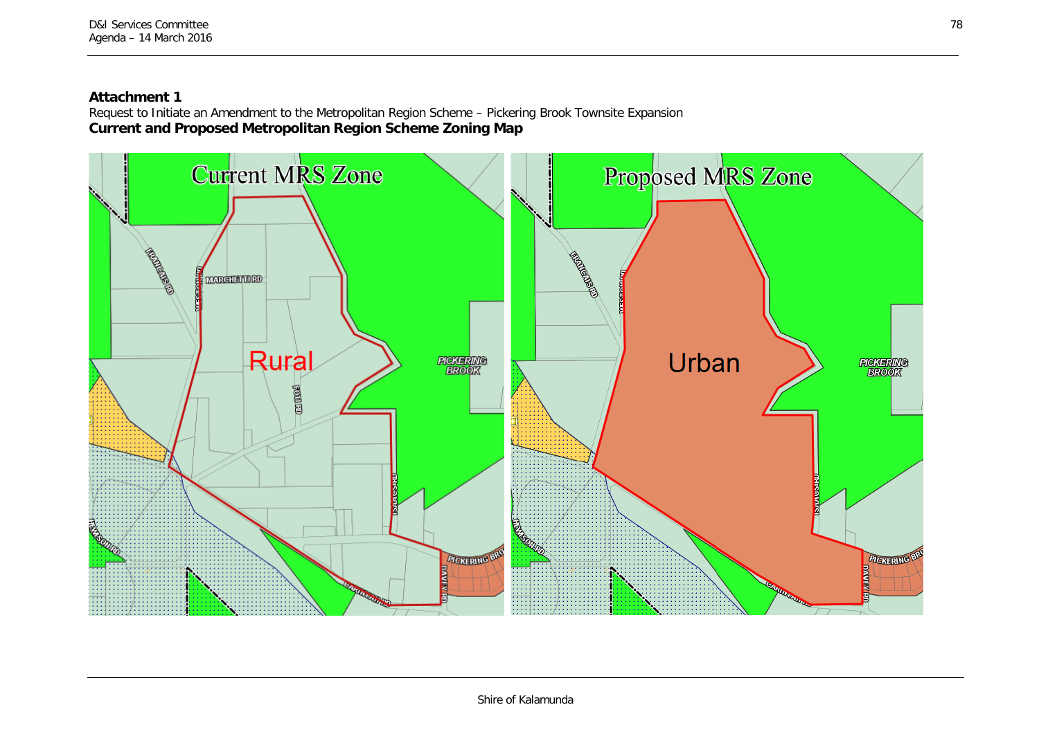**Attachment 1**

Request to Initiate an Amendment to the Metropolitan Region Scheme – Pickering Brook Townsite Expansion

**Current and Proposed Metropolitan Region Scheme Zoning Map**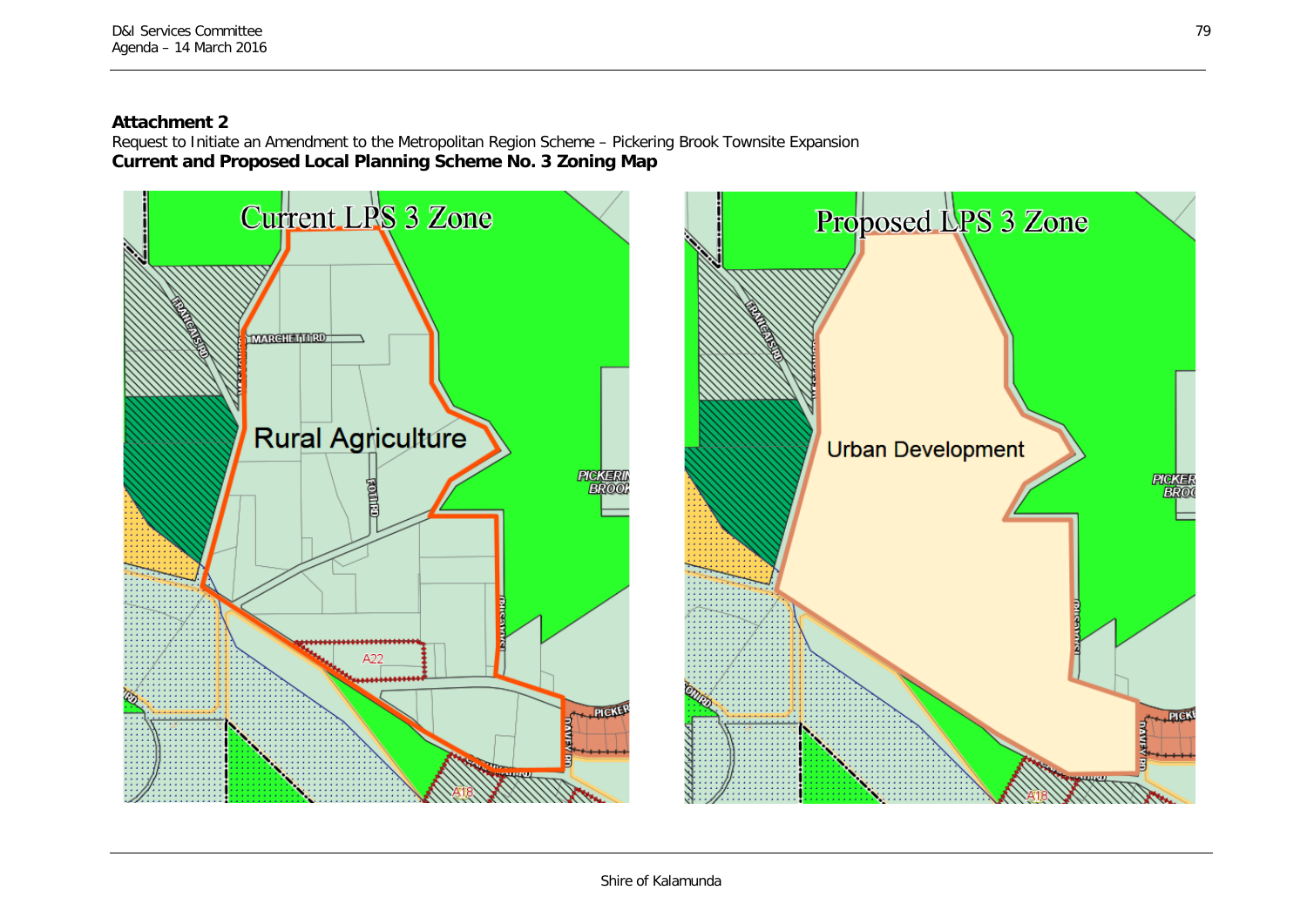**Attachment 2**

Request to Initiate an Amendment to the Metropolitan Region Scheme – Pickering Brook Townsite Expansion

**Current and Proposed Local Planning Scheme No. 3 Zoning Map**

Current LPS 3 Zone

Rural Agriculture

MARCHETTI RD

FOTTI RD

A22

A18

PICKERING BROOK

DAVEY RD

Proposed LPS 3 Zone

Urban Development

PICKERING BROOK

DAVEY RD

A18